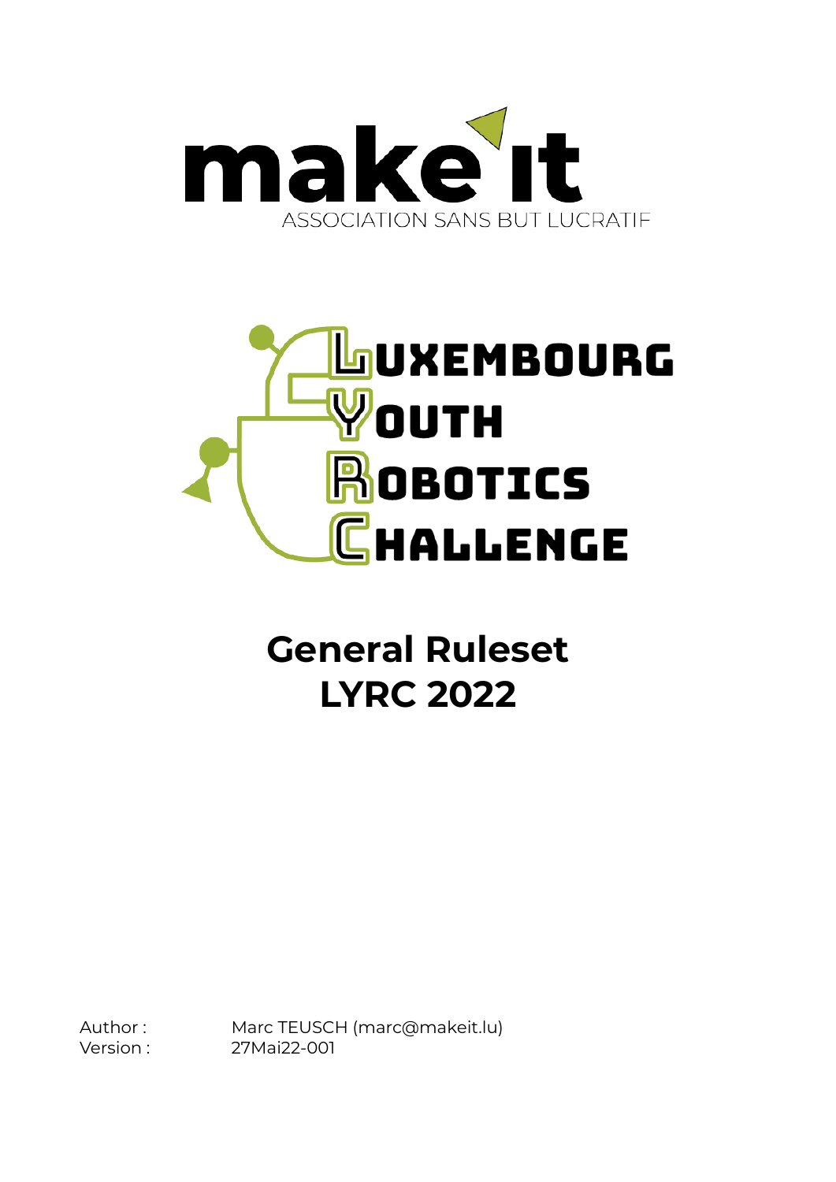make it

ASSOCIATION SANS BUT LUCRATIF

LUXEMBOURG
YOUTH
ROBOTICS
CHALLENGE

# General Ruleset
# LYRC 2022

Author : Marc TEUSCH (marc@makeit.lu)
Version : 27Mai22-001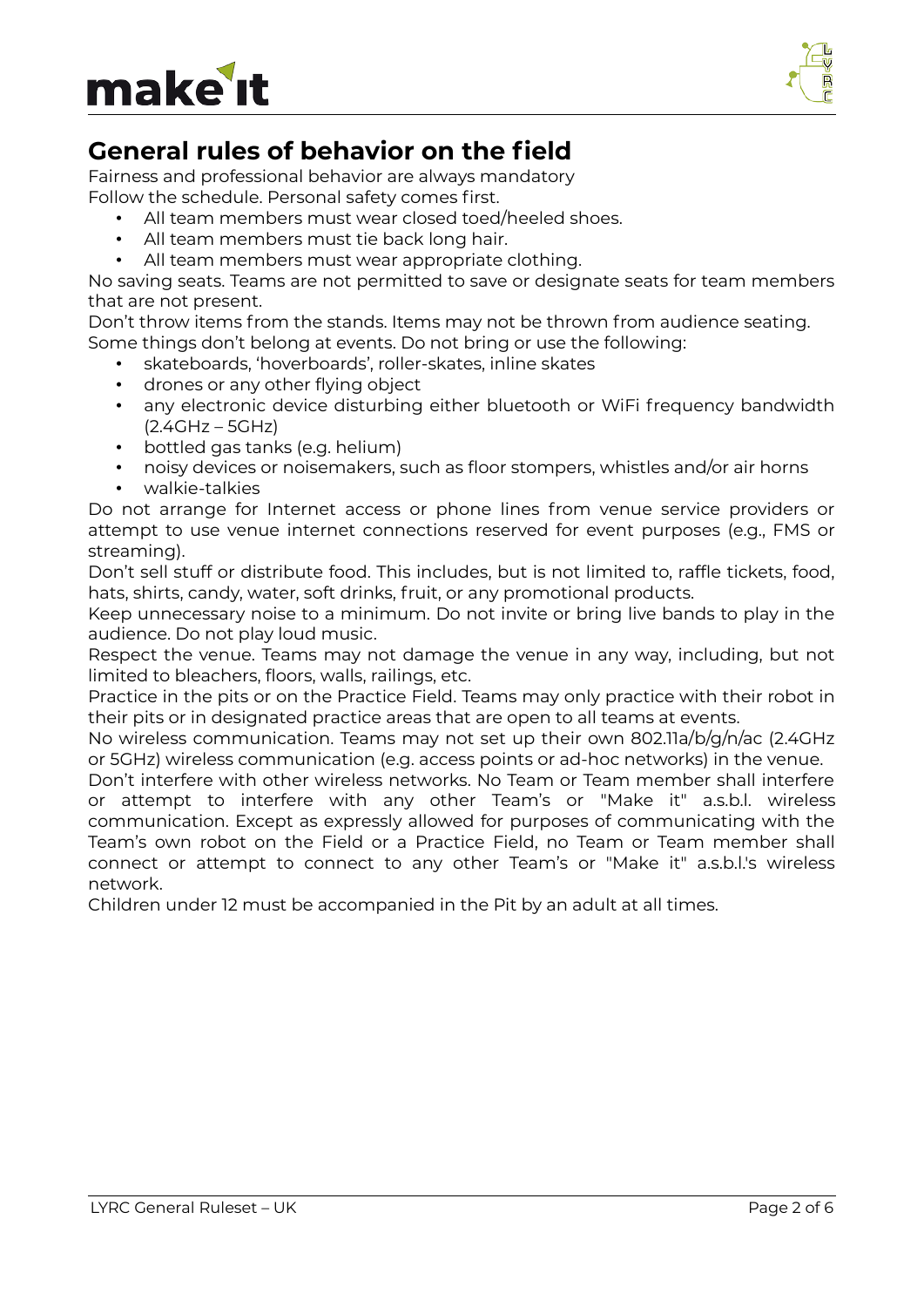## General rules of behavior on the field

Fairness and professional behavior are always mandatory
Follow the schedule. Personal safety comes first.

- All team members must wear closed toed/heeled shoes.
- All team members must tie back long hair.
- All team members must wear appropriate clothing.

No saving seats. Teams are not permitted to save or designate seats for team members that are not present.

Don't throw items from the stands. Items may not be thrown from audience seating.
Some things don't belong at events. Do not bring or use the following:

- skateboards, 'hoverboards', roller-skates, inline skates
- drones or any other flying object
- any electronic device disturbing either bluetooth or WiFi frequency bandwidth (2.4GHz – 5GHz)
- bottled gas tanks (e.g. helium)
- noisy devices or noisemakers, such as floor stompers, whistles and/or air horns
- walkie-talkies

Do not arrange for Internet access or phone lines from venue service providers or attempt to use venue internet connections reserved for event purposes (e.g., FMS or streaming).

Don't sell stuff or distribute food. This includes, but is not limited to, raffle tickets, food, hats, shirts, candy, water, soft drinks, fruit, or any promotional products.

Keep unnecessary noise to a minimum. Do not invite or bring live bands to play in the audience. Do not play loud music.

Respect the venue. Teams may not damage the venue in any way, including, but not limited to bleachers, floors, walls, railings, etc.

Practice in the pits or on the Practice Field. Teams may only practice with their robot in their pits or in designated practice areas that are open to all teams at events.

No wireless communication. Teams may not set up their own 802.11a/b/g/n/ac (2.4GHz or 5GHz) wireless communication (e.g. access points or ad-hoc networks) in the venue.

Don't interfere with other wireless networks. No Team or Team member shall interfere or attempt to interfere with any other Team's or "Make it" a.s.b.l. wireless communication. Except as expressly allowed for purposes of communicating with the Team's own robot on the Field or a Practice Field, no Team or Team member shall connect or attempt to connect to any other Team's or "Make it" a.s.b.l.'s wireless network.

Children under 12 must be accompanied in the Pit by an adult at all times.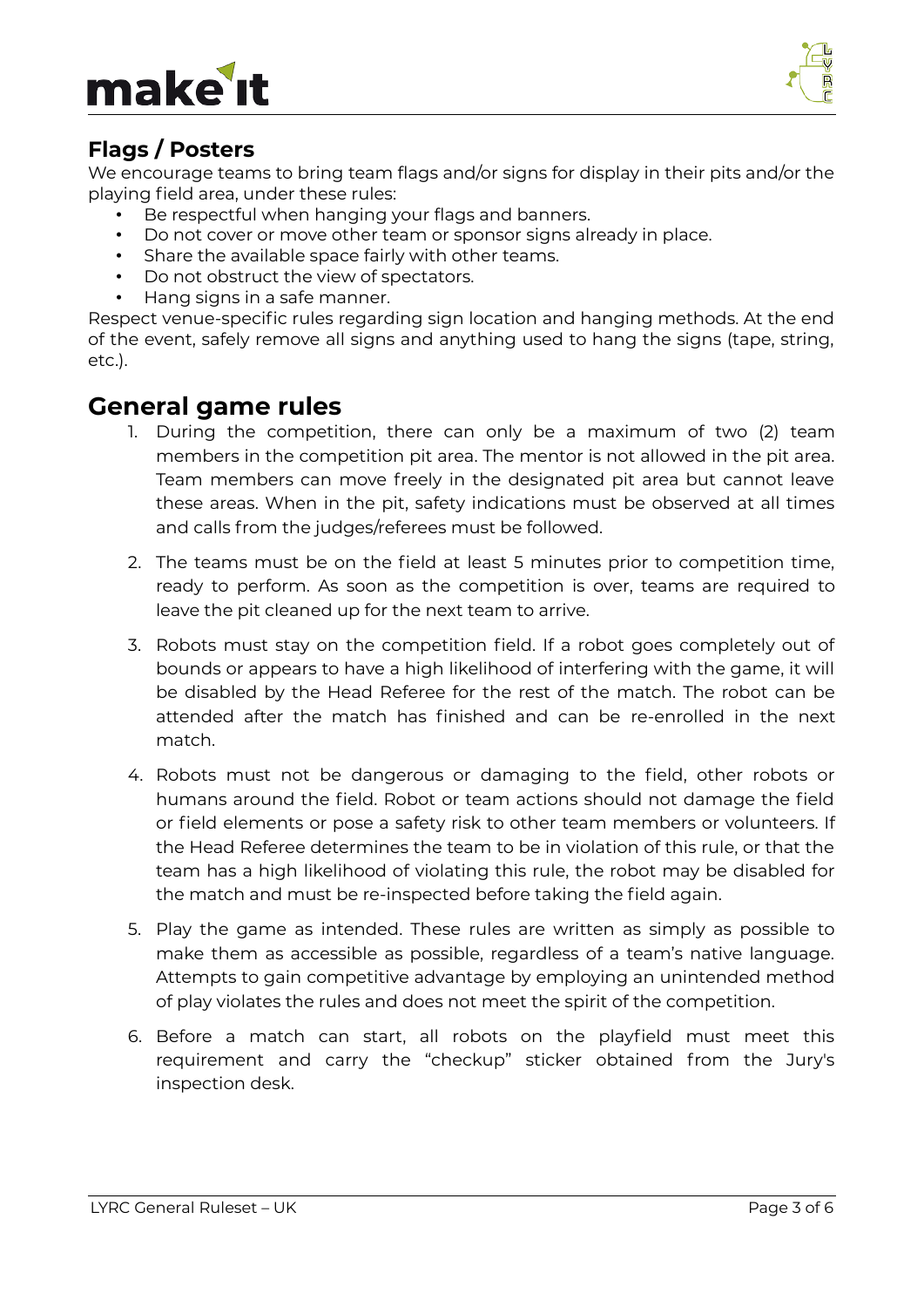## Flags / Posters

We encourage teams to bring team flags and/or signs for display in their pits and/or the playing field area, under these rules:

- Be respectful when hanging your flags and banners.
- Do not cover or move other team or sponsor signs already in place.
- Share the available space fairly with other teams.
- Do not obstruct the view of spectators.
- Hang signs in a safe manner.

Respect venue-specific rules regarding sign location and hanging methods. At the end of the event, safely remove all signs and anything used to hang the signs (tape, string, etc.).

## General game rules

1. During the competition, there can only be a maximum of two (2) team members in the competition pit area. The mentor is not allowed in the pit area. Team members can move freely in the designated pit area but cannot leave these areas. When in the pit, safety indications must be observed at all times and calls from the judges/referees must be followed.

2. The teams must be on the field at least 5 minutes prior to competition time, ready to perform. As soon as the competition is over, teams are required to leave the pit cleaned up for the next team to arrive.

3. Robots must stay on the competition field. If a robot goes completely out of bounds or appears to have a high likelihood of interfering with the game, it will be disabled by the Head Referee for the rest of the match. The robot can be attended after the match has finished and can be re-enrolled in the next match.

4. Robots must not be dangerous or damaging to the field, other robots or humans around the field. Robot or team actions should not damage the field or field elements or pose a safety risk to other team members or volunteers. If the Head Referee determines the team to be in violation of this rule, or that the team has a high likelihood of violating this rule, the robot may be disabled for the match and must be re-inspected before taking the field again.

5. Play the game as intended. These rules are written as simply as possible to make them as accessible as possible, regardless of a team's native language. Attempts to gain competitive advantage by employing an unintended method of play violates the rules and does not meet the spirit of the competition.

6. Before a match can start, all robots on the playfield must meet this requirement and carry the "checkup" sticker obtained from the Jury's inspection desk.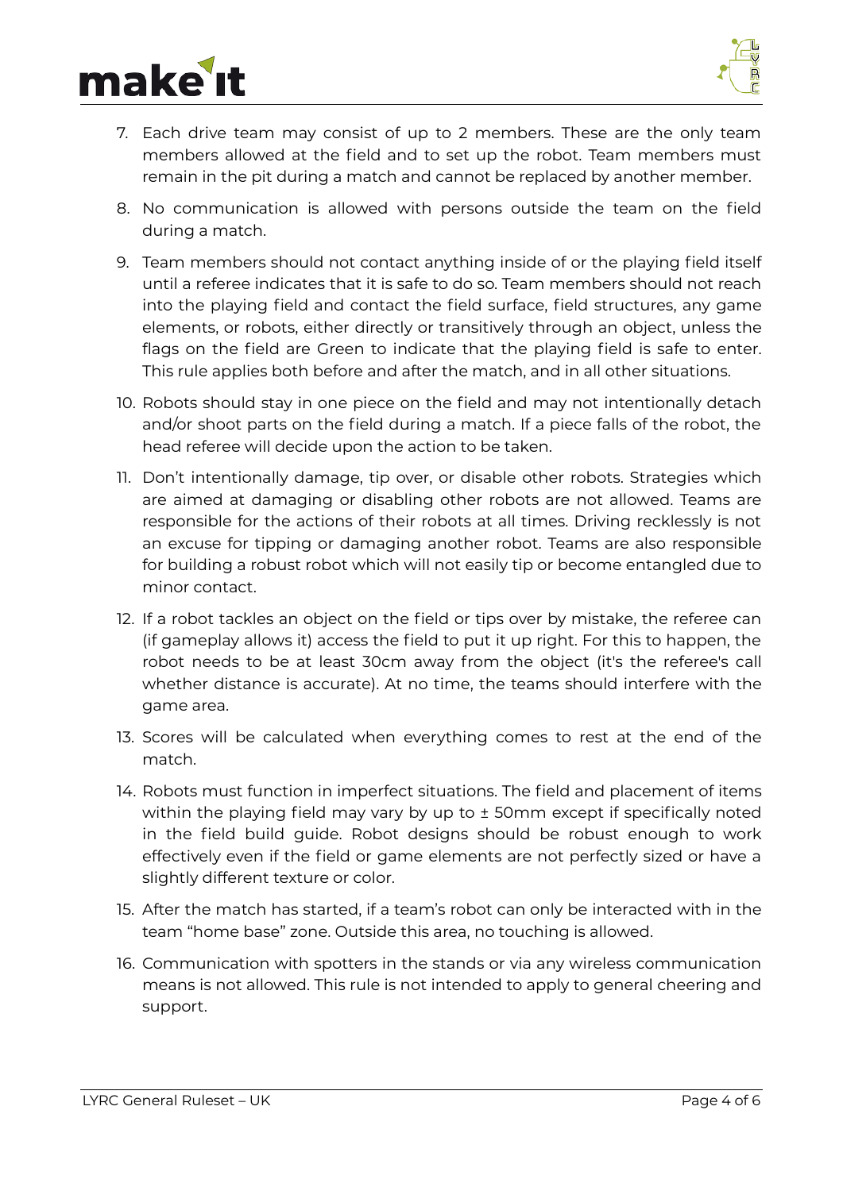7. Each drive team may consist of up to 2 members. These are the only team members allowed at the field and to set up the robot. Team members must remain in the pit during a match and cannot be replaced by another member.
8. No communication is allowed with persons outside the team on the field during a match.
9. Team members should not contact anything inside of or the playing field itself until a referee indicates that it is safe to do so. Team members should not reach into the playing field and contact the field surface, field structures, any game elements, or robots, either directly or transitively through an object, unless the flags on the field are Green to indicate that the playing field is safe to enter. This rule applies both before and after the match, and in all other situations.
10. Robots should stay in one piece on the field and may not intentionally detach and/or shoot parts on the field during a match. If a piece falls of the robot, the head referee will decide upon the action to be taken.
11. Don't intentionally damage, tip over, or disable other robots. Strategies which are aimed at damaging or disabling other robots are not allowed. Teams are responsible for the actions of their robots at all times. Driving recklessly is not an excuse for tipping or damaging another robot. Teams are also responsible for building a robust robot which will not easily tip or become entangled due to minor contact.
12. If a robot tackles an object on the field or tips over by mistake, the referee can (if gameplay allows it) access the field to put it up right. For this to happen, the robot needs to be at least 30cm away from the object (it's the referee's call whether distance is accurate). At no time, the teams should interfere with the game area.
13. Scores will be calculated when everything comes to rest at the end of the match.
14. Robots must function in imperfect situations. The field and placement of items within the playing field may vary by up to ± 50mm except if specifically noted in the field build guide. Robot designs should be robust enough to work effectively even if the field or game elements are not perfectly sized or have a slightly different texture or color.
15. After the match has started, if a team's robot can only be interacted with in the team "home base" zone. Outside this area, no touching is allowed.
16. Communication with spotters in the stands or via any wireless communication means is not allowed. This rule is not intended to apply to general cheering and support.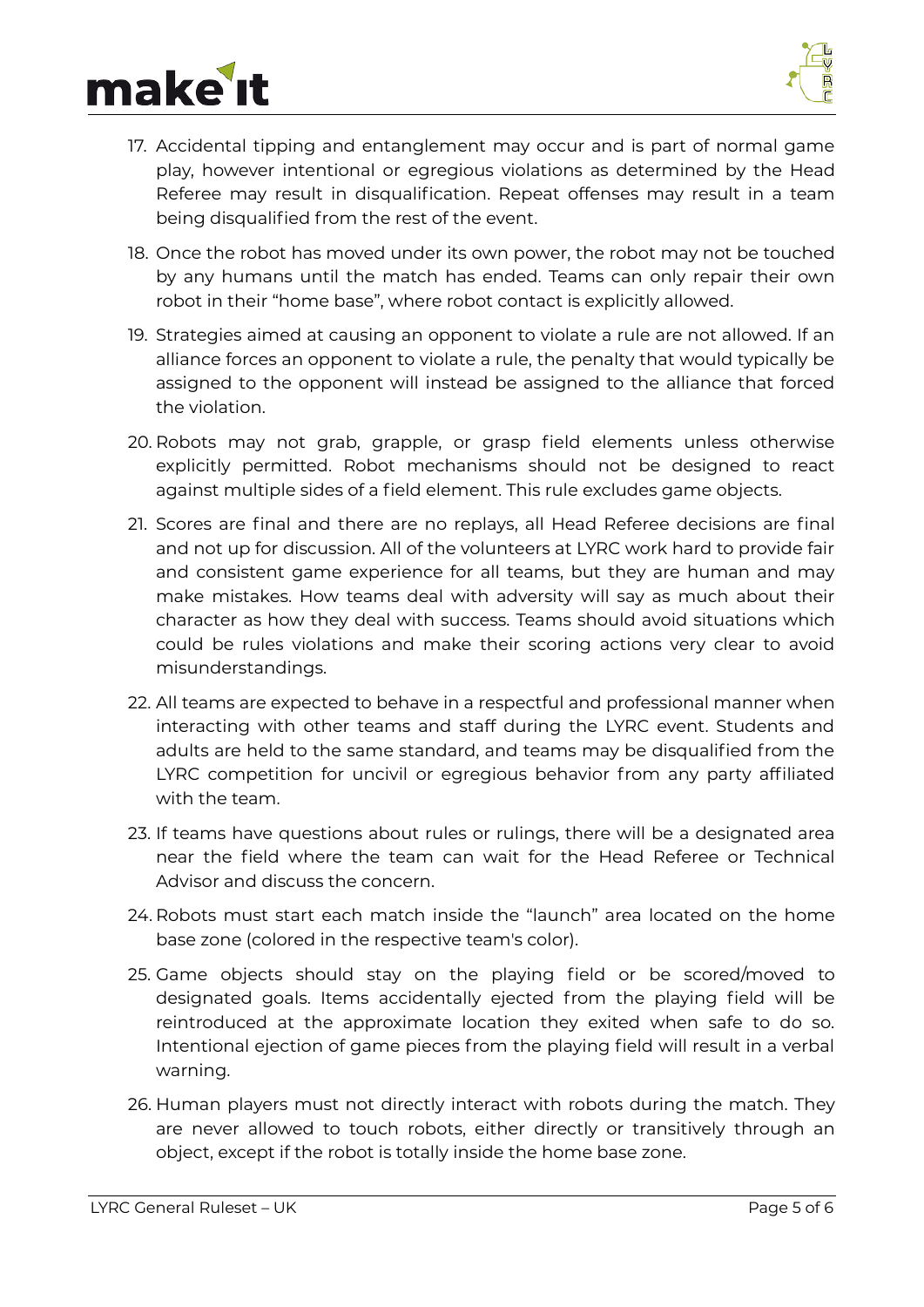17. Accidental tipping and entanglement may occur and is part of normal game play, however intentional or egregious violations as determined by the Head Referee may result in disqualification. Repeat offenses may result in a team being disqualified from the rest of the event.
18. Once the robot has moved under its own power, the robot may not be touched by any humans until the match has ended. Teams can only repair their own robot in their "home base", where robot contact is explicitly allowed.
19. Strategies aimed at causing an opponent to violate a rule are not allowed. If an alliance forces an opponent to violate a rule, the penalty that would typically be assigned to the opponent will instead be assigned to the alliance that forced the violation.
20. Robots may not grab, grapple, or grasp field elements unless otherwise explicitly permitted. Robot mechanisms should not be designed to react against multiple sides of a field element. This rule excludes game objects.
21. Scores are final and there are no replays, all Head Referee decisions are final and not up for discussion. All of the volunteers at LYRC work hard to provide fair and consistent game experience for all teams, but they are human and may make mistakes. How teams deal with adversity will say as much about their character as how they deal with success. Teams should avoid situations which could be rules violations and make their scoring actions very clear to avoid misunderstandings.
22. All teams are expected to behave in a respectful and professional manner when interacting with other teams and staff during the LYRC event. Students and adults are held to the same standard, and teams may be disqualified from the LYRC competition for uncivil or egregious behavior from any party affiliated with the team.
23. If teams have questions about rules or rulings, there will be a designated area near the field where the team can wait for the Head Referee or Technical Advisor and discuss the concern.
24. Robots must start each match inside the "launch" area located on the home base zone (colored in the respective team's color).
25. Game objects should stay on the playing field or be scored/moved to designated goals. Items accidentally ejected from the playing field will be reintroduced at the approximate location they exited when safe to do so. Intentional ejection of game pieces from the playing field will result in a verbal warning.
26. Human players must not directly interact with robots during the match. They are never allowed to touch robots, either directly or transitively through an object, except if the robot is totally inside the home base zone.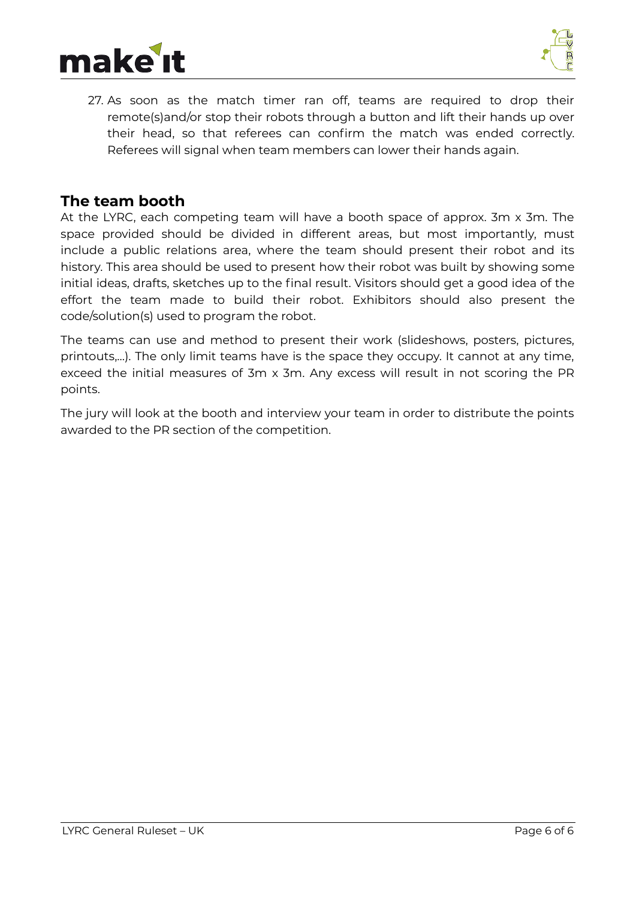27. As soon as the match timer ran off, teams are required to drop their remote(s)and/or stop their robots through a button and lift their hands up over their head, so that referees can confirm the match was ended correctly. Referees will signal when team members can lower their hands again.

## The team booth

At the LYRC, each competing team will have a booth space of approx. 3m x 3m. The space provided should be divided in different areas, but most importantly, must include a public relations area, where the team should present their robot and its history. This area should be used to present how their robot was built by showing some initial ideas, drafts, sketches up to the final result. Visitors should get a good idea of the effort the team made to build their robot. Exhibitors should also present the code/solution(s) used to program the robot.

The teams can use and method to present their work (slideshows, posters, pictures, printouts,…). The only limit teams have is the space they occupy. It cannot at any time, exceed the initial measures of 3m x 3m. Any excess will result in not scoring the PR points.

The jury will look at the booth and interview your team in order to distribute the points awarded to the PR section of the competition.